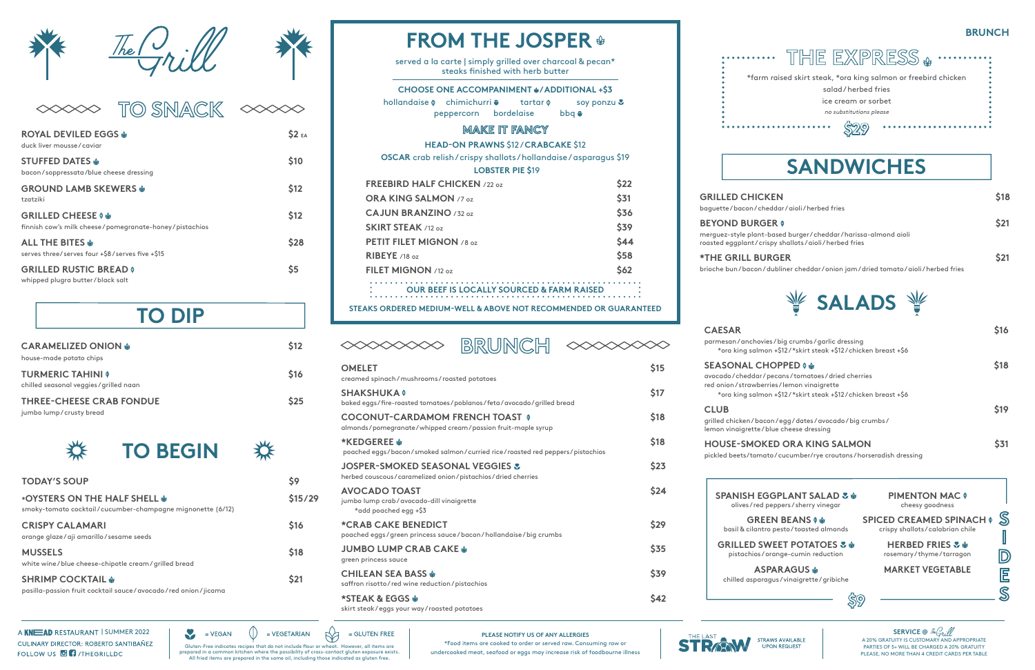# The Grill

## TO SNACK

**ROYAL DEVILED EGGS** — $2 EA
duck liver mousse/caviar

**STUFFED DATES** — $10
bacon/soppressata/blue cheese dressing

**GROUND LAMB SKEWERS** — $12
tzatziki

**GRILLED CHEESE** — $12
finnish cow's milk cheese/pomegranate-honey/pistachios

**ALL THE BITES** — $28
serves three/serves four +$8/serves five +$15

**GRILLED RUSTIC BREAD** — $5
whipped plugra butter/black salt

## TO DIP

**CARAMELIZED ONION** — $12
house-made potato chips

**TURMERIC TAHINI** — $16
chilled seasonal veggies/grilled naan

**THREE-CHEESE CRAB FONDUE** — $25
jumbo lump/crusty bread

## TO BEGIN

**TODAY'S SOUP** — $9

***OYSTERS ON THE HALF SHELL** — $15/29
smoky-tomato cocktail/cucumber-champagne mignonette (6/12)

**CRISPY CALAMARI** — $16
orange glaze/aji amarillo/sesame seeds

**MUSSELS** — $18
white wine/blue cheese-chipotle cream/grilled bread

**SHRIMP COCKTAIL** — $21
pasilla-passion fruit cocktail sauce/avocado/red onion/jicama

## FROM THE JOSPER

served a la carte | simply grilled over charcoal & pecan*
steaks finished with herb butter

**CHOOSE ONE ACCOMPANIMENT / ADDITIONAL +$3**
hollandaise · chimichurri · tartar · soy ponzu · peppercorn · bordelaise · bbq

### MAKE IT FANCY

**HEAD-ON PRAWNS** $12 / **CRABCAKE** $12
**OSCAR** crab relish/crispy shallots/hollandaise/asparagus $19
**LOBSTER PIE** $19

| Item | Price |
|---|---|
| FREEBIRD HALF CHICKEN /22 oz | $22 |
| ORA KING SALMON /7 oz | $31 |
| CAJUN BRANZINO /32 oz | $36 |
| SKIRT STEAK /12 oz | $39 |
| PETIT FILET MIGNON /8 oz | $44 |
| RIBEYE /18 oz | $58 |
| FILET MIGNON /12 oz | $62 |

**OUR BEEF IS LOCALLY SOURCED & FARM RAISED**

**STEAKS ORDERED MEDIUM-WELL & ABOVE NOT RECOMMENDED OR GUARANTEED**

## BRUNCH

**OMELET** — $15
creamed spinach/mushrooms/roasted potatoes

**SHAKSHUKA** — $17
baked eggs/fire-roasted tomatoes/poblanos/feta/avocado/grilled bread

**COCONUT-CARDAMOM FRENCH TOAST** — $18
almonds/pomegranate/whipped cream/passion fruit-maple syrup

***KEDGEREE** — $18
poached eggs/bacon/smoked salmon/curried rice/roasted red peppers/pistachios

**JOSPER-SMOKED SEASONAL VEGGIES** — $23
herbed couscous/caramelized onion/pistachios/dried cherries

**AVOCADO TOAST** — $24
jumbo lump crab/avocado-dill vinaigrette
*add poached egg +$3

***CRAB CAKE BENEDICT** — $29
poached eggs/green princess sauce/bacon/hollandaise/big crumbs

**JUMBO LUMP CRAB CAKE** — $35
green princess sauce

**CHILEAN SEA BASS** — $39
saffron risotto/red wine reduction/pistachios

***STEAK & EGGS** — $42
skirt steak/eggs your way/roasted potatoes

## BRUNCH

### THE EXPRESS

*farm raised skirt steak, *ora king salmon or freebird chicken
salad/herbed fries
ice cream or sorbet
*no substitutions please*

**$29**

## SANDWICHES

**GRILLED CHICKEN** — $18
baguette/bacon/cheddar/aioli/herbed fries

**BEYOND BURGER** — $21
merguez-style plant-based burger/cheddar/harissa-almond aioli
roasted eggplant/crispy shallots/aioli/herbed fries

***THE GRILL BURGER** — $21
brioche bun/bacon/dubliner cheddar/onion jam/dried tomato/aioli/herbed fries

## SALADS

**CAESAR** — $16
parmesan/anchovies/big crumbs/garlic dressing
*ora king salmon +$12/*skirt steak +$12/chicken breast +$6

**SEASONAL CHOPPED** — $18
avocado/cheddar/pecans/tomatoes/dried cherries
red onion/strawberries/lemon vinaigrette
*ora king salmon +$12/*skirt steak +$12/chicken breast +$6

**CLUB** — $19
grilled chicken/bacon/egg/dates/avocado/big crumbs/
lemon vinaigrette/blue cheese dressing

**HOUSE-SMOKED ORA KING SALMON** — $31
pickled beets/tomato/cucumber/rye croutons/horseradish dressing

## SIDES

**SPANISH EGGPLANT SALAD**
olives/red peppers/sherry vinegar

**GREEN BEANS**
basil & cilantro pesto/toasted almonds

**GRILLED SWEET POTATOES**
pistachios/orange-cumin reduction

**ASPARAGUS**
chilled asparagus/vinaigrette/gribiche

**PIMENTON MAC**
cheesy goodness

**SPICED CREAMED SPINACH**
crispy shallots/calabrian chile

**HERBED FRIES**
rosemary/thyme/tarragon

**MARKET VEGETABLE**

**$9**

---

A KNEAD RESTAURANT | SUMMER 2022
CULINARY DIRECTOR: ROBERTO SANTIBAÑEZ
FOLLOW US /THEGRILLDC

= VEGAN · = VEGETARIAN · = GLUTEN FREE
Gluten-Free indicates recipes that do not include flour or wheat. However, all items are prepared in a common kitchen where the possibility of cross-contact gluten exposure exists. All fried items are prepared in the same oil, including those indicated as gluten free.

**PLEASE NOTIFY US OF ANY ALLERGIES**
*Food items are cooked to order or served raw. Consuming raw or undercooked meat, seafood or eggs may increase risk of foodbourne illness

THE LAST STRAW — STRAWS AVAILABLE UPON REQUEST

**SERVICE @ The Grill**
A 20% GRATUITY IS CUSTOMARY AND APPROPRIATE
PARTIES OF 5+ WILL BE CHARGED A 20% GRATUITY
PLEASE, NO MORE THAN 4 CREDIT CARDS PER TABLE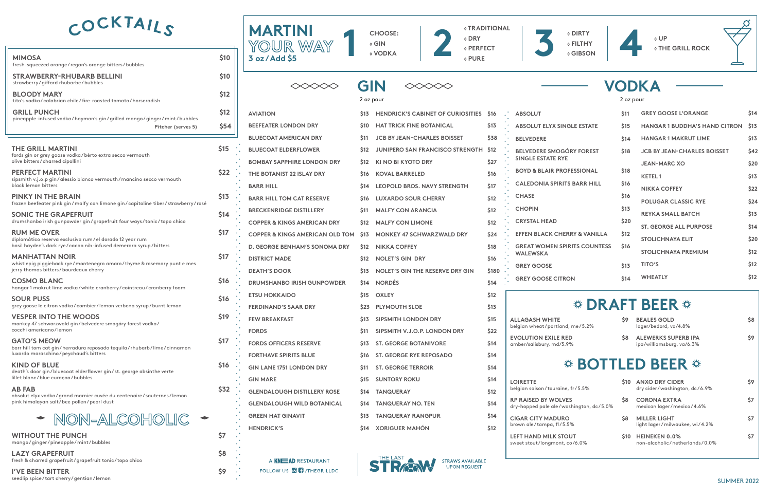# COCKTAILS

**MIMOSA** — $10
fresh-squeezed orange / regan's orange bitters / bubbles

**STRAWBERRY-RHUBARB BELLINI** — $10
strawberry / giffard rhubarbe / bubbles

**BLOODY MARY** — $12
tito's vodka / calabrian chile / fire-roasted tomato / horseradish

**GRILL PUNCH** — $12
pineapple-infused vodka / hayman's gin / grilled mango / ginger / mint / bubbles
Pitcher (serves 5) — $54

**THE GRILL MARTINI** — $15
fords gin or grey goose vodka / bèrto extra secco vermouth
olive bitters / charred cipollini

**PERFECT MARTINI** — $22
sipsmith v.j.o.p gin / alessio bianco vermouth / mancino secco vermouth
black lemon bitters

**PINKY IN THE BRAIN** — $13
frozen beefeater pink gin / malfy con limone gin / capitoline tiber / strawberry / rosé

**SONIC THE GRAPEFRUIT** — $14
drumshanbo irish gunpowder gin / grapefruit four ways / tonic / topo chico

**RUM ME OVER** — $17
diplomático reserva exclusiva rum / el dorado 12 year rum
basil hayden's dark rye / cacao nib-infused demerara syrup / bitters

**MANHATTAN NOIR** — $17
whistlepig piggieback rye / montenegro amaro / thyme & rosemary punt e mes
jerry thomas bitters / bourdeaux cherry

**COSMO BLANC** — $16
hangar 1 makrut lime vodka / white cranberry / cointreau / cranberry foam

**SOUR PUSS** — $16
grey goose le citron vodka / combier / lemon verbena syrup / burnt lemon

**VESPER INTO THE WOODS** — $19
monkey 47 schwarzwald gin / belvedere smogóry forest vodka /
cocchi americano / lemon

**GATO'S MEOW** — $17
barr hill tom cat gin / herradura reposado tequila / rhubarb / lime / cinnamon
luxardo maraschino / peychaud's bitters

**KIND OF BLUE** — $16
death's door gin / bluecoat elderflower gin / st. george absinthe verte
lillet blanc / blue curaçao / bubbles

**AB FAB** — $32
absolut elyx vodka / grand marnier cuvée du centenaire / sauternes / lemon
pink himalayan salt / bee pollen / pearl dust

## NON-ALCOHOLIC

**WITHOUT THE PUNCH** — $7
mango / ginger / pineapple / mint / bubbles

**LAZY GRAPEFRUIT** — $8
fresh & charred grapefruit / grapefruit tonic / topo chico

**I'VE BEEN BITTER** — $9
seedlip spice / tart cherry / gentian / lemon

# MARTINI YOUR WAY
3 oz / Add $5

1. CHOOSE: ◦ GIN ◦ VODKA
2. ◦ TRADITIONAL ◦ DRY ◦ PERFECT ◦ PURE
3. ◦ DIRTY ◦ FILTHY ◦ GIBSON
4. ◦ UP ◦ THE GRILL ROCK

## GIN
2 oz pour

| | | | |
|---|---|---|---|
| AVIATION | $13 | HENDRICK'S CABINET OF CURIOSITIES | $16 |
| BEEFEATER LONDON DRY | $10 | HAT TRICK FINE BOTANICAL | $13 |
| BLUECOAT AMERICAN DRY | $11 | JCB BY JEAN-CHARLES BOISSET | $38 |
| BLUECOAT ELDERFLOWER | $12 | JUNIPERO SAN FRANCISCO STRENGTH | $12 |
| BOMBAY SAPPHIRE LONDON DRY | $12 | KI NO BI KYOTO DRY | $27 |
| THE BOTANIST 22 ISLAY DRY | $16 | KOVAL BARRELED | $16 |
| BARR HILL | $14 | LEOPOLD BROS. NAVY STRENGTH | $17 |
| BARR HILL TOM CAT RESERVE | $16 | LUXARDO SOUR CHERRY | $12 |
| BRECKENRIDGE DISTILLERY | $11 | MALFY CON ARANCIA | $12 |
| COPPER & KINGS AMERICAN DRY | $12 | MALFY CON LIMONE | $12 |
| COPPER & KINGS AMERICAN OLD TOM | $13 | MONKEY 47 SCHWARZWALD DRY | $24 |
| D. GEORGE BENHAM'S SONOMA DRY | $12 | NIKKA COFFEY | $18 |
| DISTRICT MADE | $12 | NOLET'S GIN DRY | $16 |
| DEATH'S DOOR | $13 | NOLET'S GIN THE RESERVE DRY GIN | $180 |
| DRUMSHANBO IRISH GUNPOWDER | $14 | NORDÉS | $14 |
| ETSU HOKKAIDO | $15 | OXLEY | $12 |
| FERDINAND'S SAAR DRY | $23 | PLYMOUTH SLOE | $13 |
| FEW BREAKFAST | $13 | SIPSMITH LONDON DRY | $15 |
| FORDS | $11 | SIPSMITH V.J.O.P. LONDON DRY | $22 |
| FORDS OFFICERS RESERVE | $13 | ST. GEORGE BOTANIVORE | $14 |
| FORTHAVE SPIRITS BLUE | $16 | ST. GEORGE RYE REPOSADO | $14 |
| GIN LANE 1751 LONDON DRY | $11 | ST. GEORGE TERROIR | $14 |
| GIN MARE | $15 | SUNTORY ROKU | $14 |
| GLENDALOUGH DISTILLERY ROSE | $14 | TANQUERAY | $12 |
| GLENDALOUGH WILD BOTANICAL | $14 | TANQUERAY NO. TEN | $14 |
| GREEN HAT GINAVIT | $13 | TANQUERAY RANGPUR | $14 |
| HENDRICK'S | $14 | XORIGUER MAHÓN | $12 |

## VODKA
2 oz pour

| | | | |
|---|---|---|---|
| ABSOLUT | $11 | GREY GOOSE L'ORANGE | $14 |
| ABSOLUT ELYX SINGLE ESTATE | $15 | HANGAR 1 BUDDHA'S HAND CITRON | $13 |
| BELVEDERE | $14 | HANGAR 1 MAKRUT LIME | $13 |
| BELVEDERE SMOGÓRY FOREST SINGLE ESTATE RYE | $18 | JCB BY JEAN-CHARLES BOISSET | $42 |
| BOYD & BLAIR PROFESSIONAL | $18 | JEAN-MARC XO | $20 |
| CALEDONIA SPIRITS BARR HILL | $16 | KETEL 1 | $13 |
| CHASE | $16 | NIKKA COFFEY | $22 |
| CHOPIN | $13 | POLUGAR CLASSIC RYE | $24 |
| CRYSTAL HEAD | $20 | REYKA SMALL BATCH | $13 |
| EFFEN BLACK CHERRY & VANILLA | $12 | ST. GEORGE ALL PURPOSE | $14 |
| GREAT WOMEN SPIRITS COUNTESS WALEWSKA | $16 | STOLICHNAYA ELIT | $20 |
| GREY GOOSE | $13 | STOLICHNAYA PREMIUM | $12 |
| GREY GOOSE CITRON | $14 | TITO'S | $12 |
| | | WHEATLY | $12 |

## DRAFT BEER

**ALLAGASH WHITE** — $9
belgian wheat / portland, me / 5.2%

**EVOLUTION EXILE RED** — $8
amber / salisbury, md / 5.9%

**BEALES GOLD** — $8
lager / bedord, va / 4.8%

**ALEWERKS SUPERB IPA** — $9
ipa / williamsburg, va / 6.3%

## BOTTLED BEER

**LOIRETTE** — $10
belgian saison / touraine, fr / 5.5%

**RP RAISED BY WOLVES** — $8
dry-hopped pale ale / washington, dc / 5.0%

**CIGAR CITY MADURO** — $8
brown ale / tampa, fl / 5.5%

**LEFT HAND MILK STOUT** — $10
sweet stout / longmont, co / 6.0%

**ANXO DRY CIDER** — $9
dry cider / washington, dc / 6.9%

**CORONA EXTRA** — $7
mexican lager / mexico / 4.6%

**MILLER LIGHT** — $7
light lager / milwaukee, wi / 4.2%

**HEINEKEN 0.0%** — $7
non-alcoholic / netherlands / 0.0%

A KNEAD RESTAURANT
FOLLOW US /THEGRILLDC

THE LAST STRAW — STRAWS AVAILABLE UPON REQUEST

SUMMER 2022